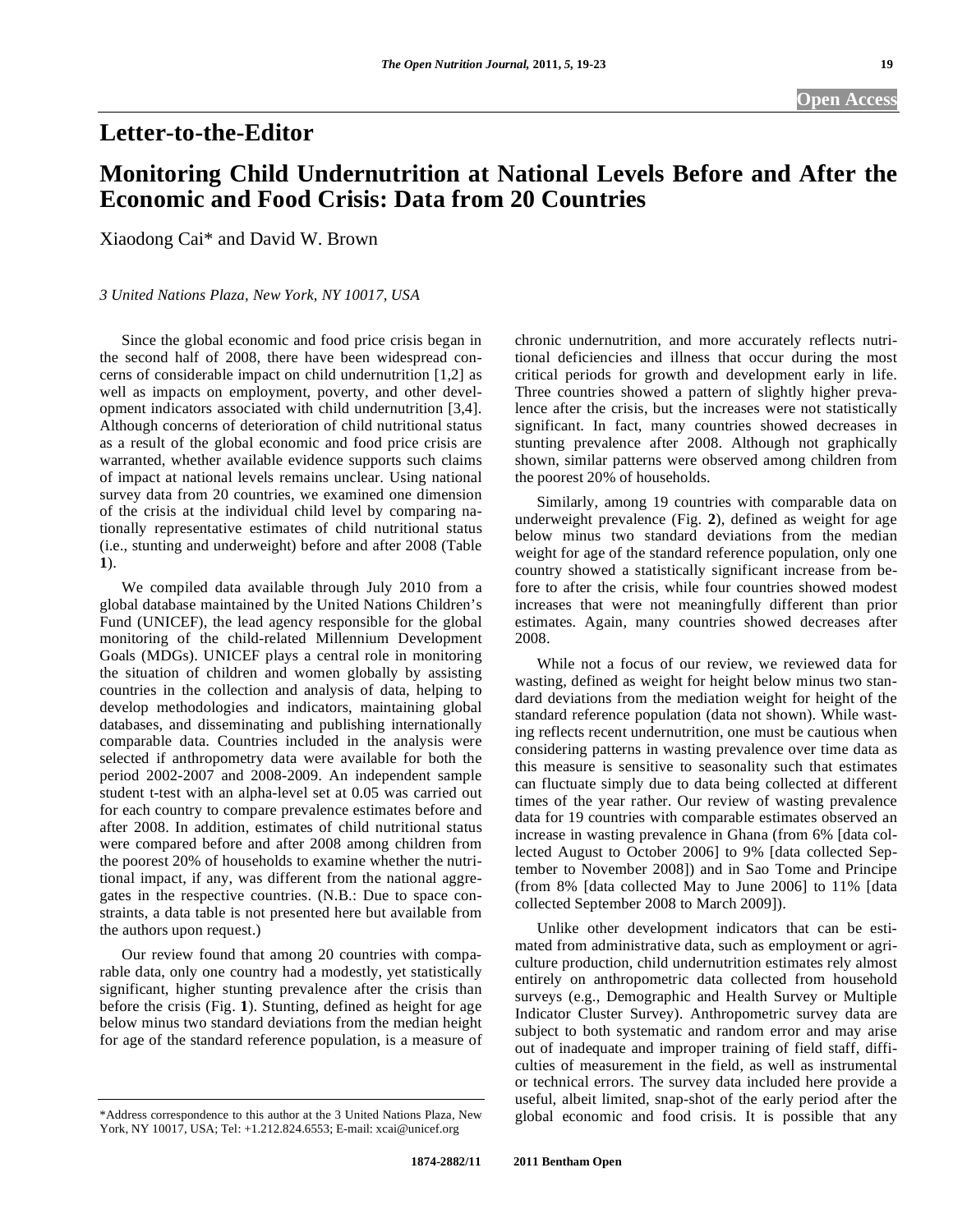Letter-to-the-Editor

# Monitoring Child Undernutrition at National Levels Before and After the Economic and Food Crisis: Data from 20 Countries

Xiaodong Cai* and David W. Brown

*3 United Nations Plaza, New York, NY 10017, USA*

Since the global economic and food price crisis began in the second half of 2008, there have been widespread concerns of considerable impact on child undernutrition [1,2] as well as impacts on employment, poverty, and other development indicators associated with child undernutrition [3,4]. Although concerns of deterioration of child nutritional status as a result of the global economic and food price crisis are warranted, whether available evidence supports such claims of impact at national levels remains unclear. Using national survey data from 20 countries, we examined one dimension of the crisis at the individual child level by comparing nationally representative estimates of child nutritional status (i.e., stunting and underweight) before and after 2008 (Table **1**).

We compiled data available through July 2010 from a global database maintained by the United Nations Children's Fund (UNICEF), the lead agency responsible for the global monitoring of the child-related Millennium Development Goals (MDGs). UNICEF plays a central role in monitoring the situation of children and women globally by assisting countries in the collection and analysis of data, helping to develop methodologies and indicators, maintaining global databases, and disseminating and publishing internationally comparable data. Countries included in the analysis were selected if anthropometry data were available for both the period 2002-2007 and 2008-2009. An independent sample student t-test with an alpha-level set at 0.05 was carried out for each country to compare prevalence estimates before and after 2008. In addition, estimates of child nutritional status were compared before and after 2008 among children from the poorest 20% of households to examine whether the nutritional impact, if any, was different from the national aggregates in the respective countries. (N.B.: Due to space constraints, a data table is not presented here but available from the authors upon request.)

Our review found that among 20 countries with comparable data, only one country had a modestly, yet statistically significant, higher stunting prevalence after the crisis than before the crisis (Fig. **1**). Stunting, defined as height for age below minus two standard deviations from the median height for age of the standard reference population, is a measure of chronic undernutrition, and more accurately reflects nutritional deficiencies and illness that occur during the most critical periods for growth and development early in life. Three countries showed a pattern of slightly higher prevalence after the crisis, but the increases were not statistically significant. In fact, many countries showed decreases in stunting prevalence after 2008. Although not graphically shown, similar patterns were observed among children from the poorest 20% of households.

Similarly, among 19 countries with comparable data on underweight prevalence (Fig. **2**), defined as weight for age below minus two standard deviations from the median weight for age of the standard reference population, only one country showed a statistically significant increase from before to after the crisis, while four countries showed modest increases that were not meaningfully different than prior estimates. Again, many countries showed decreases after 2008.

While not a focus of our review, we reviewed data for wasting, defined as weight for height below minus two standard deviations from the mediation weight for height of the standard reference population (data not shown). While wasting reflects recent undernutrition, one must be cautious when considering patterns in wasting prevalence over time data as this measure is sensitive to seasonality such that estimates can fluctuate simply due to data being collected at different times of the year rather. Our review of wasting prevalence data for 19 countries with comparable estimates observed an increase in wasting prevalence in Ghana (from 6% [data collected August to October 2006] to 9% [data collected September to November 2008]) and in Sao Tome and Principe (from 8% [data collected May to June 2006] to 11% [data collected September 2008 to March 2009]).

Unlike other development indicators that can be estimated from administrative data, such as employment or agriculture production, child undernutrition estimates rely almost entirely on anthropometric data collected from household surveys (e.g., Demographic and Health Survey or Multiple Indicator Cluster Survey). Anthropometric survey data are subject to both systematic and random error and may arise out of inadequate and improper training of field staff, difficulties of measurement in the field, as well as instrumental or technical errors. The survey data included here provide a useful, albeit limited, snap-shot of the early period after the global economic and food crisis. It is possible that any

*Address correspondence to this author at the 3 United Nations Plaza, New York, NY 10017, USA; Tel: +1.212.824.6553; E-mail: xcai@unicef.org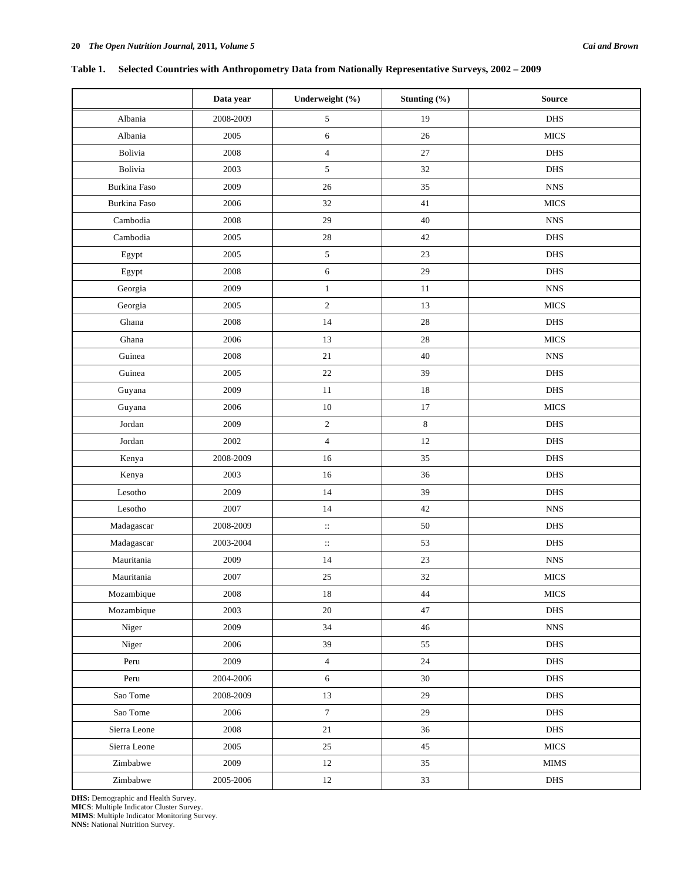**Table 1. Selected Countries with Anthropometry Data from Nationally Representative Surveys, 2002 – 2009**

| | Data year | Underweight (%) | Stunting (%) | Source |
|---|---|---|---|---|
| Albania | 2008-2009 | 5 | 19 | DHS |
| Albania | 2005 | 6 | 26 | MICS |
| Bolivia | 2008 | 4 | 27 | DHS |
| Bolivia | 2003 | 5 | 32 | DHS |
| Burkina Faso | 2009 | 26 | 35 | NNS |
| Burkina Faso | 2006 | 32 | 41 | MICS |
| Cambodia | 2008 | 29 | 40 | NNS |
| Cambodia | 2005 | 28 | 42 | DHS |
| Egypt | 2005 | 5 | 23 | DHS |
| Egypt | 2008 | 6 | 29 | DHS |
| Georgia | 2009 | 1 | 11 | NNS |
| Georgia | 2005 | 2 | 13 | MICS |
| Ghana | 2008 | 14 | 28 | DHS |
| Ghana | 2006 | 13 | 28 | MICS |
| Guinea | 2008 | 21 | 40 | NNS |
| Guinea | 2005 | 22 | 39 | DHS |
| Guyana | 2009 | 11 | 18 | DHS |
| Guyana | 2006 | 10 | 17 | MICS |
| Jordan | 2009 | 2 | 8 | DHS |
| Jordan | 2002 | 4 | 12 | DHS |
| Kenya | 2008-2009 | 16 | 35 | DHS |
| Kenya | 2003 | 16 | 36 | DHS |
| Lesotho | 2009 | 14 | 39 | DHS |
| Lesotho | 2007 | 14 | 42 | NNS |
| Madagascar | 2008-2009 | :: | 50 | DHS |
| Madagascar | 2003-2004 | :: | 53 | DHS |
| Mauritania | 2009 | 14 | 23 | NNS |
| Mauritania | 2007 | 25 | 32 | MICS |
| Mozambique | 2008 | 18 | 44 | MICS |
| Mozambique | 2003 | 20 | 47 | DHS |
| Niger | 2009 | 34 | 46 | NNS |
| Niger | 2006 | 39 | 55 | DHS |
| Peru | 2009 | 4 | 24 | DHS |
| Peru | 2004-2006 | 6 | 30 | DHS |
| Sao Tome | 2008-2009 | 13 | 29 | DHS |
| Sao Tome | 2006 | 7 | 29 | DHS |
| Sierra Leone | 2008 | 21 | 36 | DHS |
| Sierra Leone | 2005 | 25 | 45 | MICS |
| Zimbabwe | 2009 | 12 | 35 | MIMS |
| Zimbabwe | 2005-2006 | 12 | 33 | DHS |

**DHS:** Demographic and Health Survey.
**MICS**: Multiple Indicator Cluster Survey.
**MIMS**: Multiple Indicator Monitoring Survey.
**NNS:** National Nutrition Survey.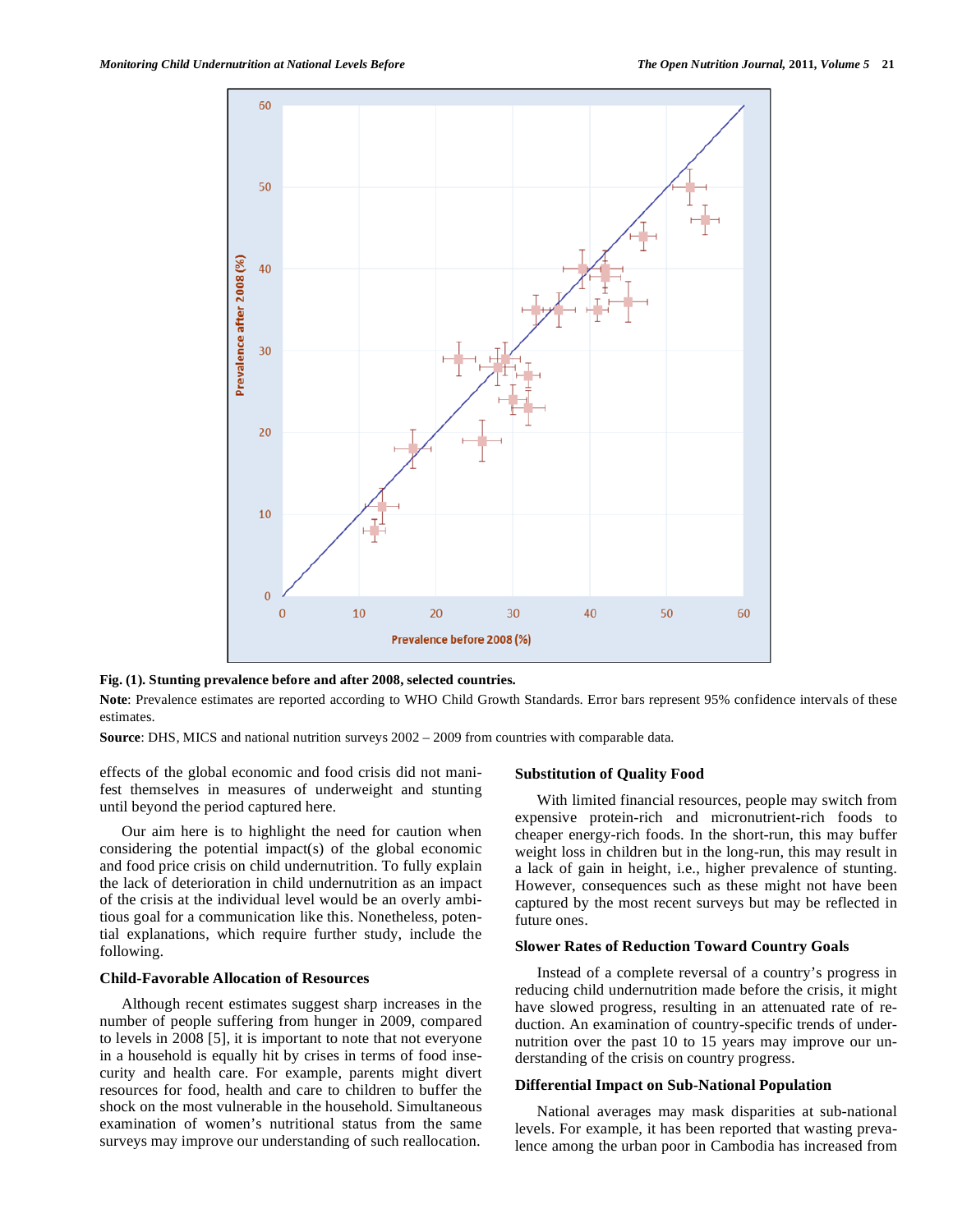**Fig. (1). Stunting prevalence before and after 2008, selected countries.**

**Note**: Prevalence estimates are reported according to WHO Child Growth Standards. Error bars represent 95% confidence intervals of these estimates.

**Source**: DHS, MICS and national nutrition surveys 2002 – 2009 from countries with comparable data.

effects of the global economic and food crisis did not manifest themselves in measures of underweight and stunting until beyond the period captured here.

Our aim here is to highlight the need for caution when considering the potential impact(s) of the global economic and food price crisis on child undernutrition. To fully explain the lack of deterioration in child undernutrition as an impact of the crisis at the individual level would be an overly ambitious goal for a communication like this. Nonetheless, potential explanations, which require further study, include the following.

### Child-Favorable Allocation of Resources

Although recent estimates suggest sharp increases in the number of people suffering from hunger in 2009, compared to levels in 2008 [5], it is important to note that not everyone in a household is equally hit by crises in terms of food insecurity and health care. For example, parents might divert resources for food, health and care to children to buffer the shock on the most vulnerable in the household. Simultaneous examination of women's nutritional status from the same surveys may improve our understanding of such reallocation.

### Substitution of Quality Food

With limited financial resources, people may switch from expensive protein-rich and micronutrient-rich foods to cheaper energy-rich foods. In the short-run, this may buffer weight loss in children but in the long-run, this may result in a lack of gain in height, i.e., higher prevalence of stunting. However, consequences such as these might not have been captured by the most recent surveys but may be reflected in future ones.

### Slower Rates of Reduction Toward Country Goals

Instead of a complete reversal of a country's progress in reducing child undernutrition made before the crisis, it might have slowed progress, resulting in an attenuated rate of reduction. An examination of country-specific trends of undernutrition over the past 10 to 15 years may improve our understanding of the crisis on country progress.

### Differential Impact on Sub-National Population

National averages may mask disparities at sub-national levels. For example, it has been reported that wasting prevalence among the urban poor in Cambodia has increased from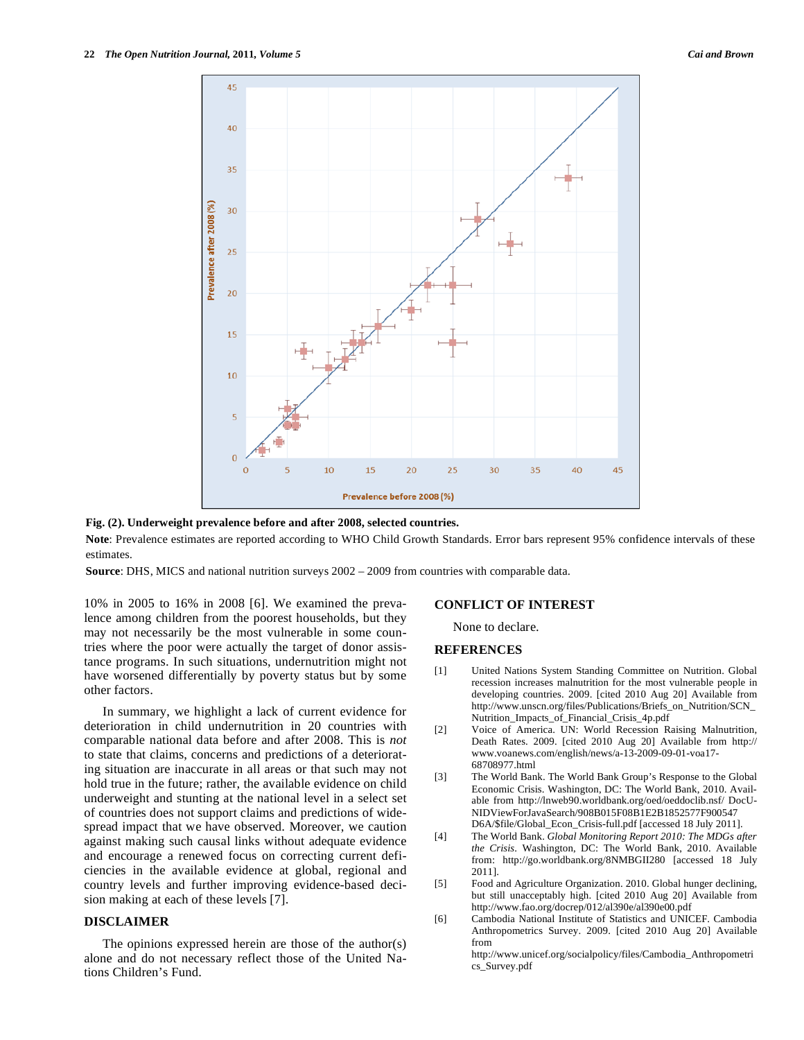Fig. (2). Underweight prevalence before and after 2008, selected countries.

**Note**: Prevalence estimates are reported according to WHO Child Growth Standards. Error bars represent 95% confidence intervals of these estimates.

**Source**: DHS, MICS and national nutrition surveys 2002 – 2009 from countries with comparable data.

10% in 2005 to 16% in 2008 [6]. We examined the prevalence among children from the poorest households, but they may not necessarily be the most vulnerable in some countries where the poor were actually the target of donor assistance programs. In such situations, undernutrition might not have worsened differentially by poverty status but by some other factors.

In summary, we highlight a lack of current evidence for deterioration in child undernutrition in 20 countries with comparable national data before and after 2008. This is *not* to state that claims, concerns and predictions of a deteriorating situation are inaccurate in all areas or that such may not hold true in the future; rather, the available evidence on child underweight and stunting at the national level in a select set of countries does not support claims and predictions of widespread impact that we have observed. Moreover, we caution against making such causal links without adequate evidence and encourage a renewed focus on correcting current deficiencies in the available evidence at global, regional and country levels and further improving evidence-based decision making at each of these levels [7].

## DISCLAIMER

The opinions expressed herein are those of the author(s) alone and do not necessary reflect those of the United Nations Children's Fund.

## CONFLICT OF INTEREST

None to declare.

## REFERENCES

[1] United Nations System Standing Committee on Nutrition. Global recession increases malnutrition for the most vulnerable people in developing countries. 2009. [cited 2010 Aug 20] Available from http://www.unscn.org/files/Publications/Briefs_on_Nutrition/SCN_Nutrition_Impacts_of_Financial_Crisis_4p.pdf

[2] Voice of America. UN: World Recession Raising Malnutrition, Death Rates. 2009. [cited 2010 Aug 20] Available from http://www.voanews.com/english/news/a-13-2009-09-01-voa17-68708977.html

[3] The World Bank. The World Bank Group's Response to the Global Economic Crisis. Washington, DC: The World Bank, 2010. Available from http://lnweb90.worldbank.org/oed/oeddoclib.nsf/DocUNIDViewForJavaSearch/908B015F08B1E2B1852577F900547D6A/$file/Global_Econ_Crisis-full.pdf [accessed 18 July 2011].

[4] The World Bank. *Global Monitoring Report 2010: The MDGs after the Crisis*. Washington, DC: The World Bank, 2010. Available from: http://go.worldbank.org/8NMBGII280 [accessed 18 July 2011].

[5] Food and Agriculture Organization. 2010. Global hunger declining, but still unacceptably high. [cited 2010 Aug 20] Available from http://www.fao.org/docrep/012/al390e/al390e00.pdf

[6] Cambodia National Institute of Statistics and UNICEF. Cambodia Anthropometrics Survey. 2009. [cited 2010 Aug 20] Available from http://www.unicef.org/socialpolicy/files/Cambodia_Anthropometrics_Survey.pdf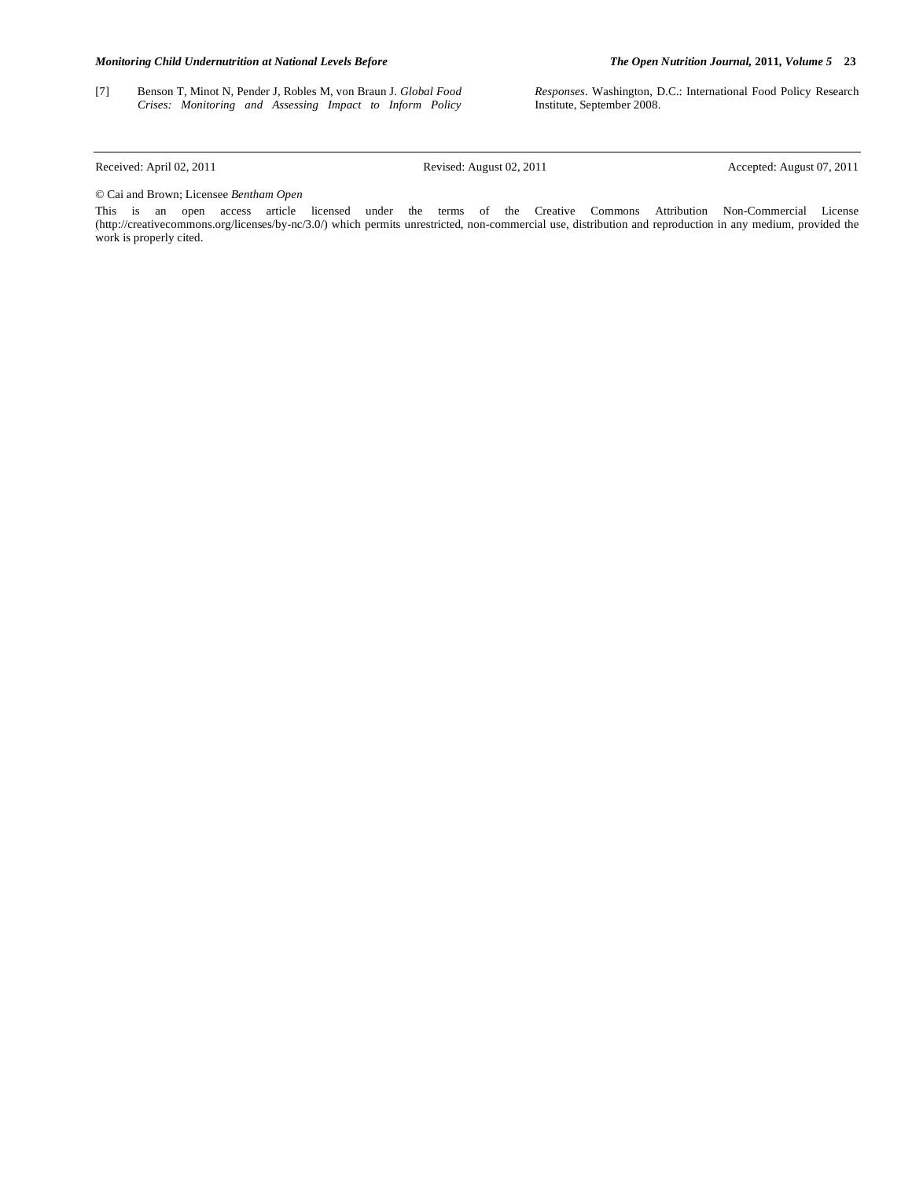[7] Benson T, Minot N, Pender J, Robles M, von Braun J. *Global Food Crises: Monitoring and Assessing Impact to Inform Policy Responses*. Washington, D.C.: International Food Policy Research Institute, September 2008.

---

Received: April 02, 2011 Revised: August 02, 2011 Accepted: August 07, 2011

© Cai and Brown; Licensee *Bentham Open*

This is an open access article licensed under the terms of the Creative Commons Attribution Non-Commercial License (http://creativecommons.org/licenses/by-nc/3.0/) which permits unrestricted, non-commercial use, distribution and reproduction in any medium, provided the work is properly cited.